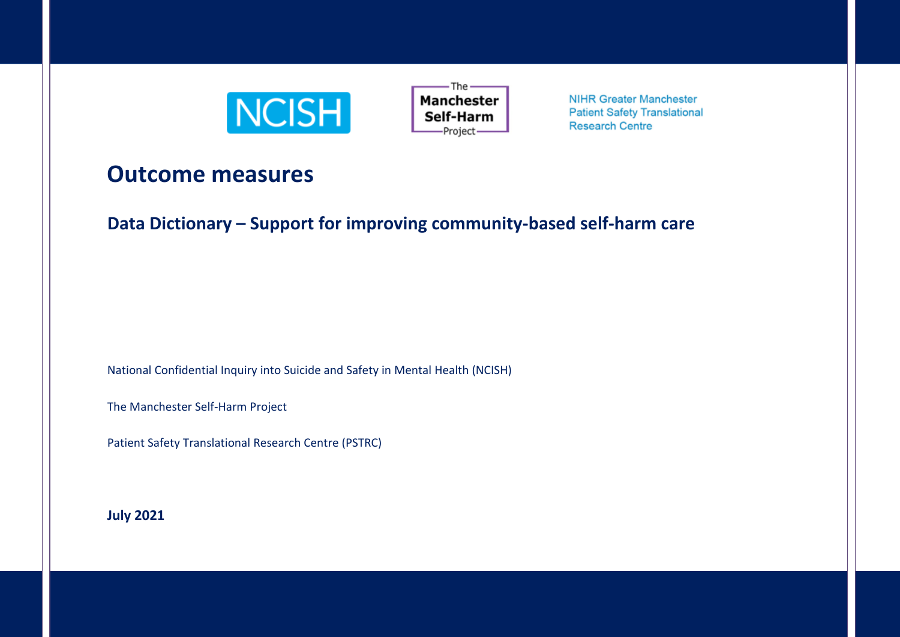NCISH

The Manchester Self-Harm Project

NIHR Greater Manchester Patient Safety Translational Research Centre

# Outcome measures

## Data Dictionary – Support for improving community-based self-harm care

National Confidential Inquiry into Suicide and Safety in Mental Health (NCISH)

The Manchester Self-Harm Project

Patient Safety Translational Research Centre (PSTRC)

**July 2021**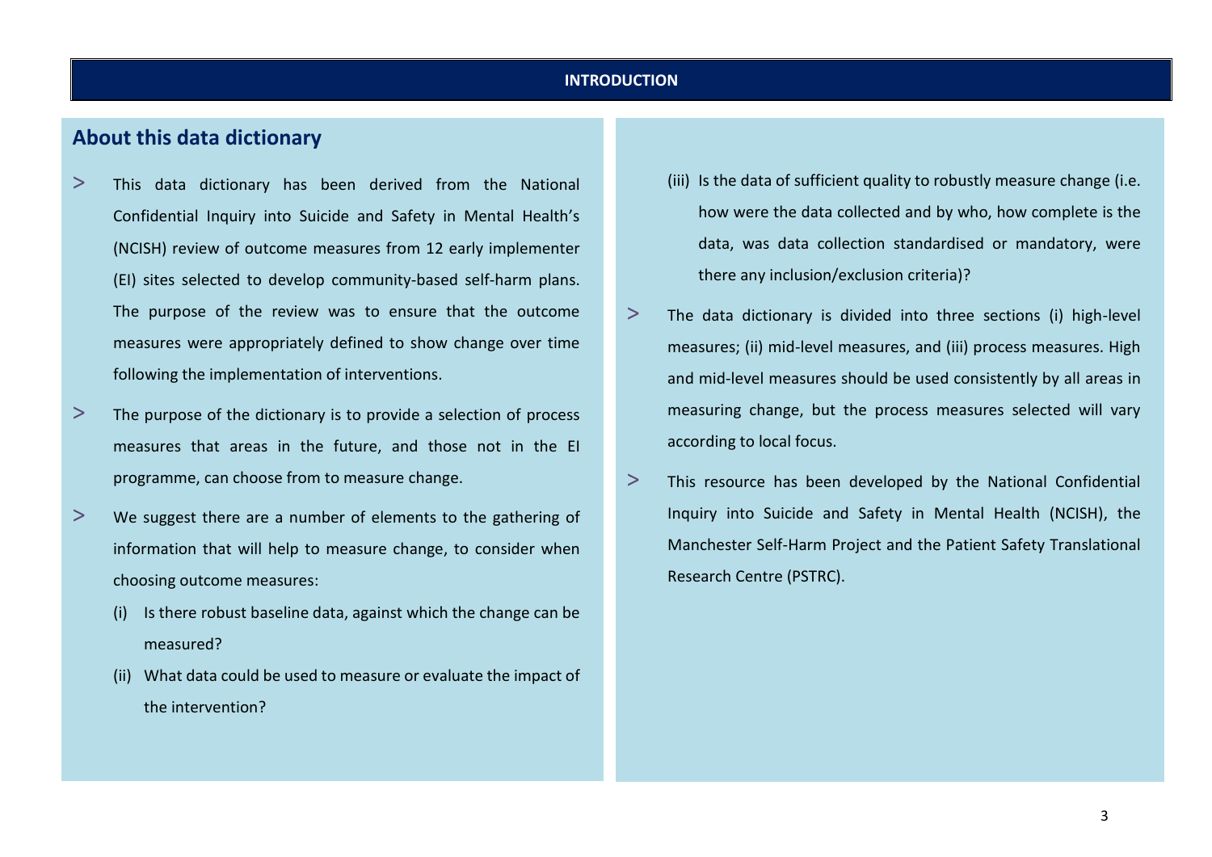# INTRODUCTION

## About this data dictionary

- This data dictionary has been derived from the National Confidential Inquiry into Suicide and Safety in Mental Health's (NCISH) review of outcome measures from 12 early implementer (EI) sites selected to develop community-based self-harm plans. The purpose of the review was to ensure that the outcome measures were appropriately defined to show change over time following the implementation of interventions.
- The purpose of the dictionary is to provide a selection of process measures that areas in the future, and those not in the EI programme, can choose from to measure change.
- We suggest there are a number of elements to the gathering of information that will help to measure change, to consider when choosing outcome measures:
  - (i) Is there robust baseline data, against which the change can be measured?
  - (ii) What data could be used to measure or evaluate the impact of the intervention?
  - (iii) Is the data of sufficient quality to robustly measure change (i.e. how were the data collected and by who, how complete is the data, was data collection standardised or mandatory, were there any inclusion/exclusion criteria)?
- The data dictionary is divided into three sections (i) high-level measures; (ii) mid-level measures, and (iii) process measures. High and mid-level measures should be used consistently by all areas in measuring change, but the process measures selected will vary according to local focus.
- This resource has been developed by the National Confidential Inquiry into Suicide and Safety in Mental Health (NCISH), the Manchester Self-Harm Project and the Patient Safety Translational Research Centre (PSTRC).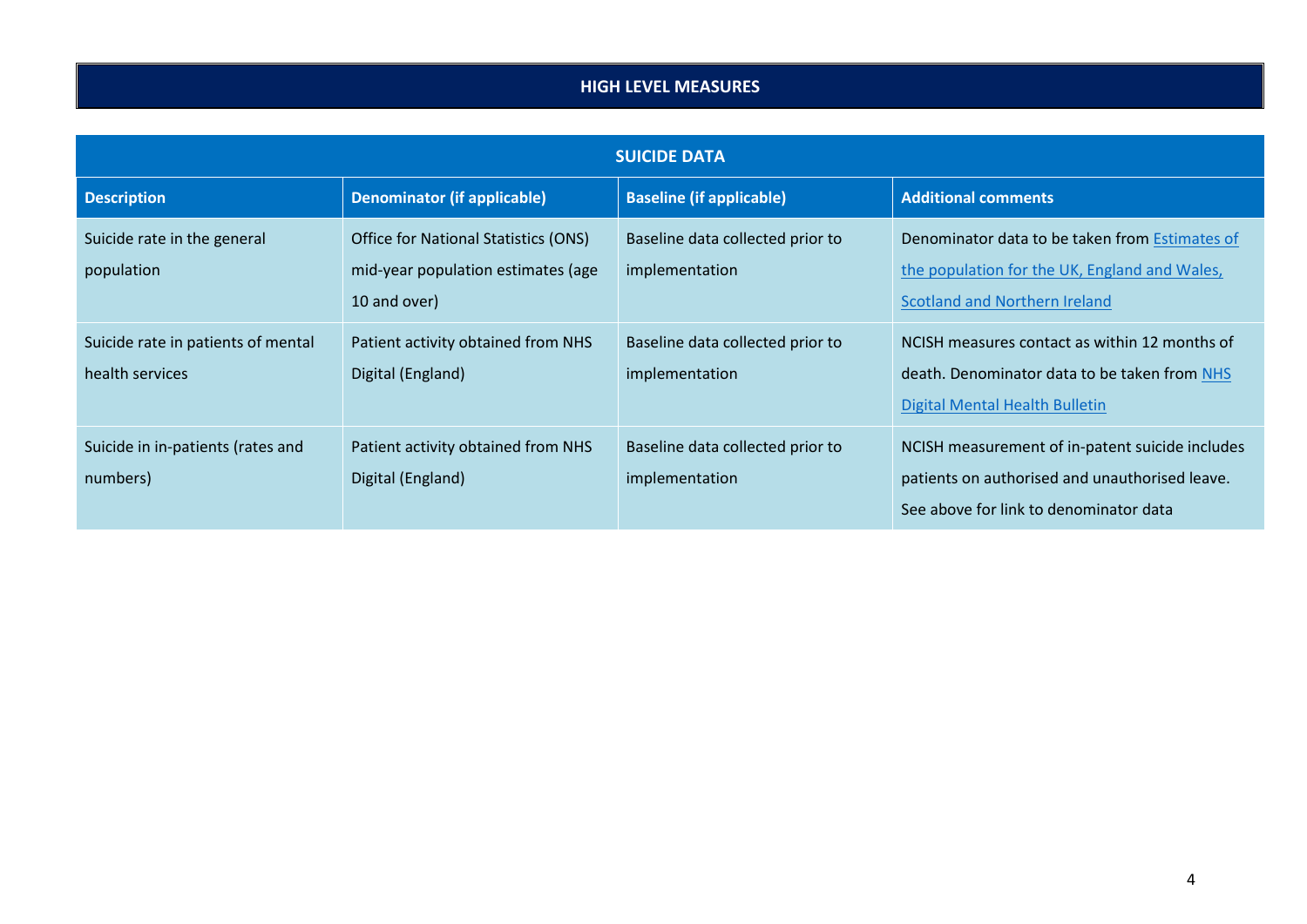## HIGH LEVEL MEASURES

| SUICIDE DATA | | | |
|---|---|---|---|
| **Description** | **Denominator (if applicable)** | **Baseline (if applicable)** | **Additional comments** |
| Suicide rate in the general population | Office for National Statistics (ONS) mid-year population estimates (age 10 and over) | Baseline data collected prior to implementation | Denominator data to be taken from Estimates of the population for the UK, England and Wales, Scotland and Northern Ireland |
| Suicide rate in patients of mental health services | Patient activity obtained from NHS Digital (England) | Baseline data collected prior to implementation | NCISH measures contact as within 12 months of death. Denominator data to be taken from NHS Digital Mental Health Bulletin |
| Suicide in in-patients (rates and numbers) | Patient activity obtained from NHS Digital (England) | Baseline data collected prior to implementation | NCISH measurement of in-patent suicide includes patients on authorised and unauthorised leave. See above for link to denominator data |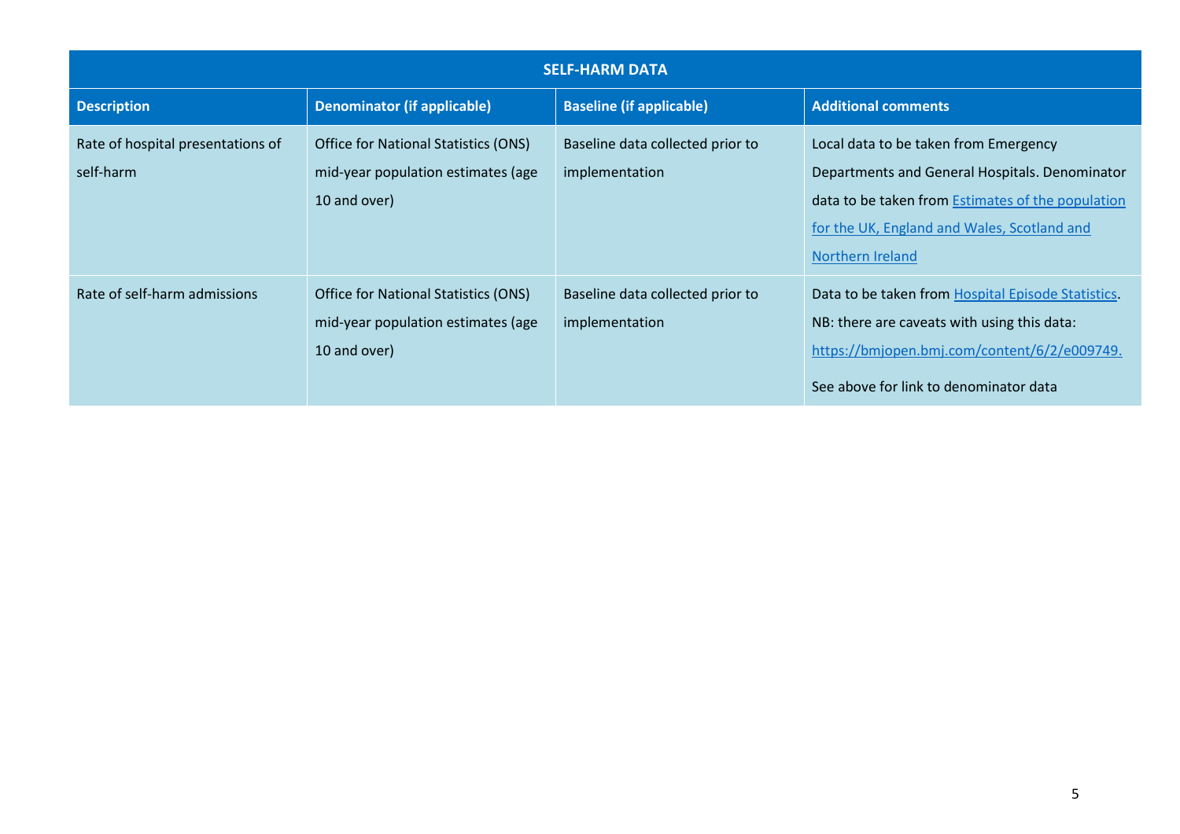| SELF-HARM DATA | | | |
| --- | --- | --- | --- |
| **Description** | **Denominator (if applicable)** | **Baseline (if applicable)** | **Additional comments** |
| Rate of hospital presentations of self-harm | Office for National Statistics (ONS) mid-year population estimates (age 10 and over) | Baseline data collected prior to implementation | Local data to be taken from Emergency Departments and General Hospitals. Denominator data to be taken from Estimates of the population for the UK, England and Wales, Scotland and Northern Ireland |
| Rate of self-harm admissions | Office for National Statistics (ONS) mid-year population estimates (age 10 and over) | Baseline data collected prior to implementation | Data to be taken from Hospital Episode Statistics. NB: there are caveats with using this data: https://bmjopen.bmj.com/content/6/2/e009749. See above for link to denominator data |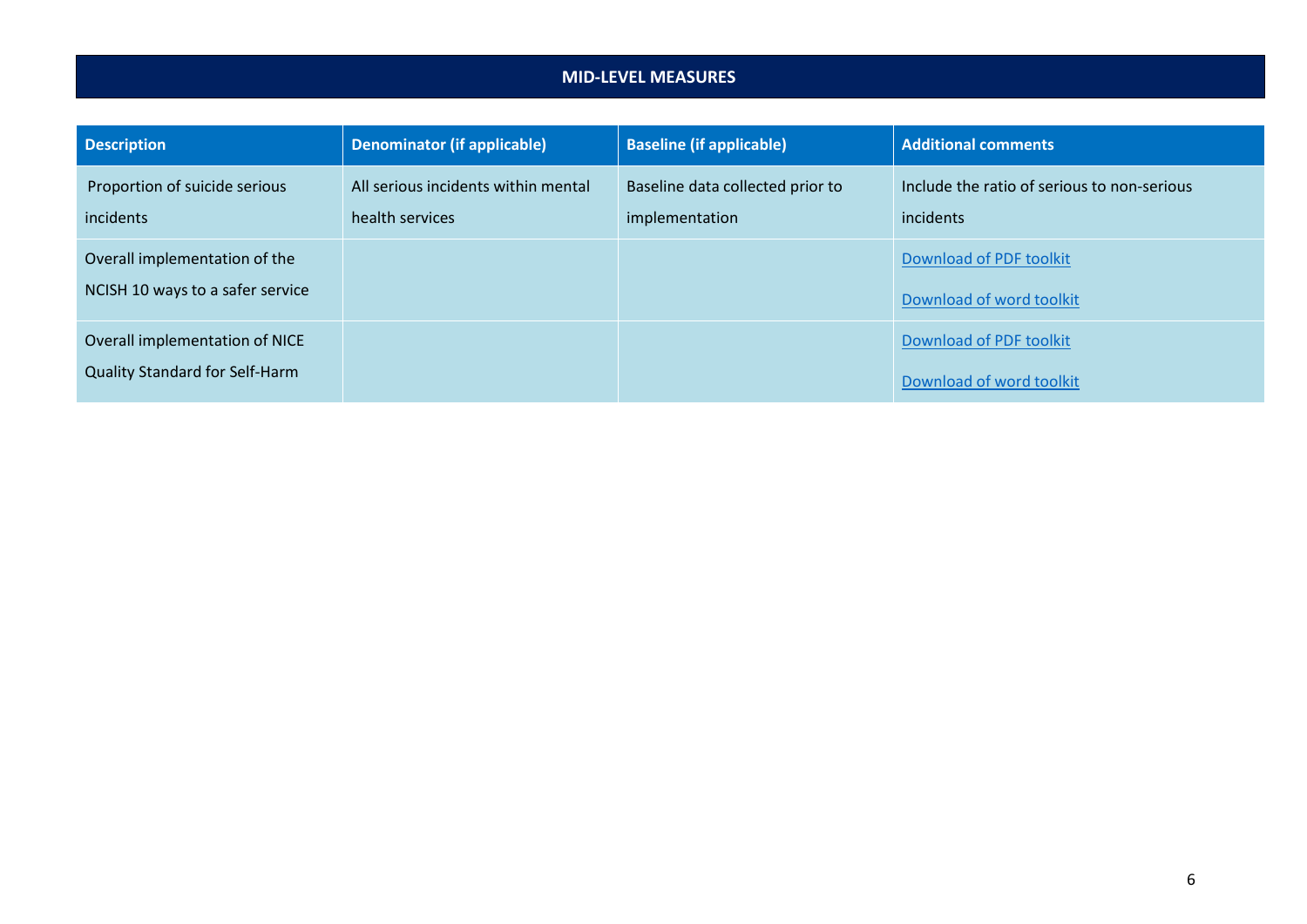## MID-LEVEL MEASURES

| Description | Denominator (if applicable) | Baseline (if applicable) | Additional comments |
| --- | --- | --- | --- |
| Proportion of suicide serious incidents | All serious incidents within mental health services | Baseline data collected prior to implementation | Include the ratio of serious to non-serious incidents |
| Overall implementation of the NCISH 10 ways to a safer service | | | Download of PDF toolkit<br>Download of word toolkit |
| Overall implementation of NICE Quality Standard for Self-Harm | | | Download of PDF toolkit<br>Download of word toolkit |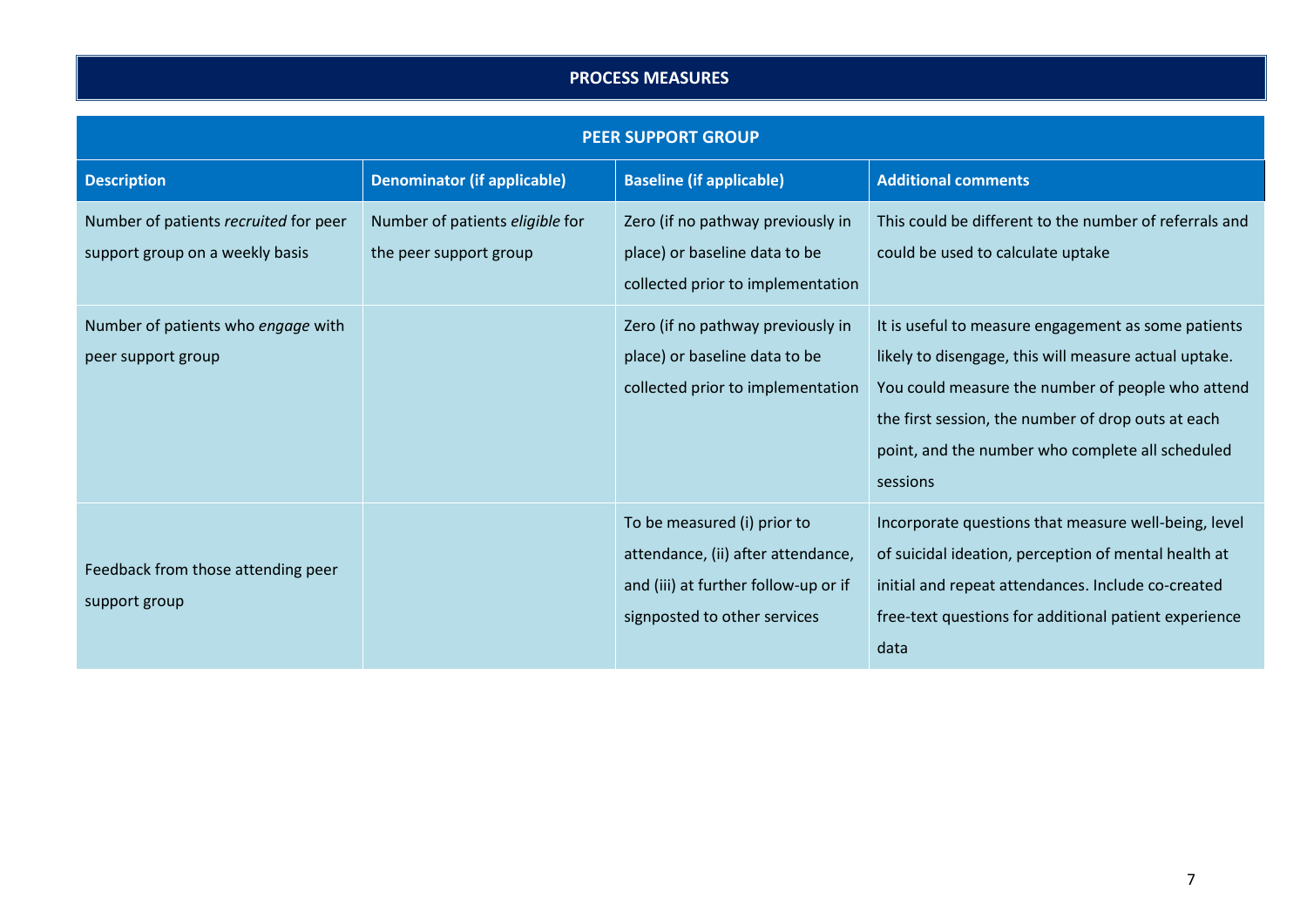## PROCESS MEASURES

| PEER SUPPORT GROUP | | | |
|---|---|---|---|
| **Description** | **Denominator (if applicable)** | **Baseline (if applicable)** | **Additional comments** |
| Number of patients *recruited* for peer support group on a weekly basis | Number of patients *eligible* for the peer support group | Zero (if no pathway previously in place) or baseline data to be collected prior to implementation | This could be different to the number of referrals and could be used to calculate uptake |
| Number of patients who *engage* with peer support group | | Zero (if no pathway previously in place) or baseline data to be collected prior to implementation | It is useful to measure engagement as some patients likely to disengage, this will measure actual uptake. You could measure the number of people who attend the first session, the number of drop outs at each point, and the number who complete all scheduled sessions |
| Feedback from those attending peer support group | | To be measured (i) prior to attendance, (ii) after attendance, and (iii) at further follow-up or if signposted to other services | Incorporate questions that measure well-being, level of suicidal ideation, perception of mental health at initial and repeat attendances. Include co-created free-text questions for additional patient experience data |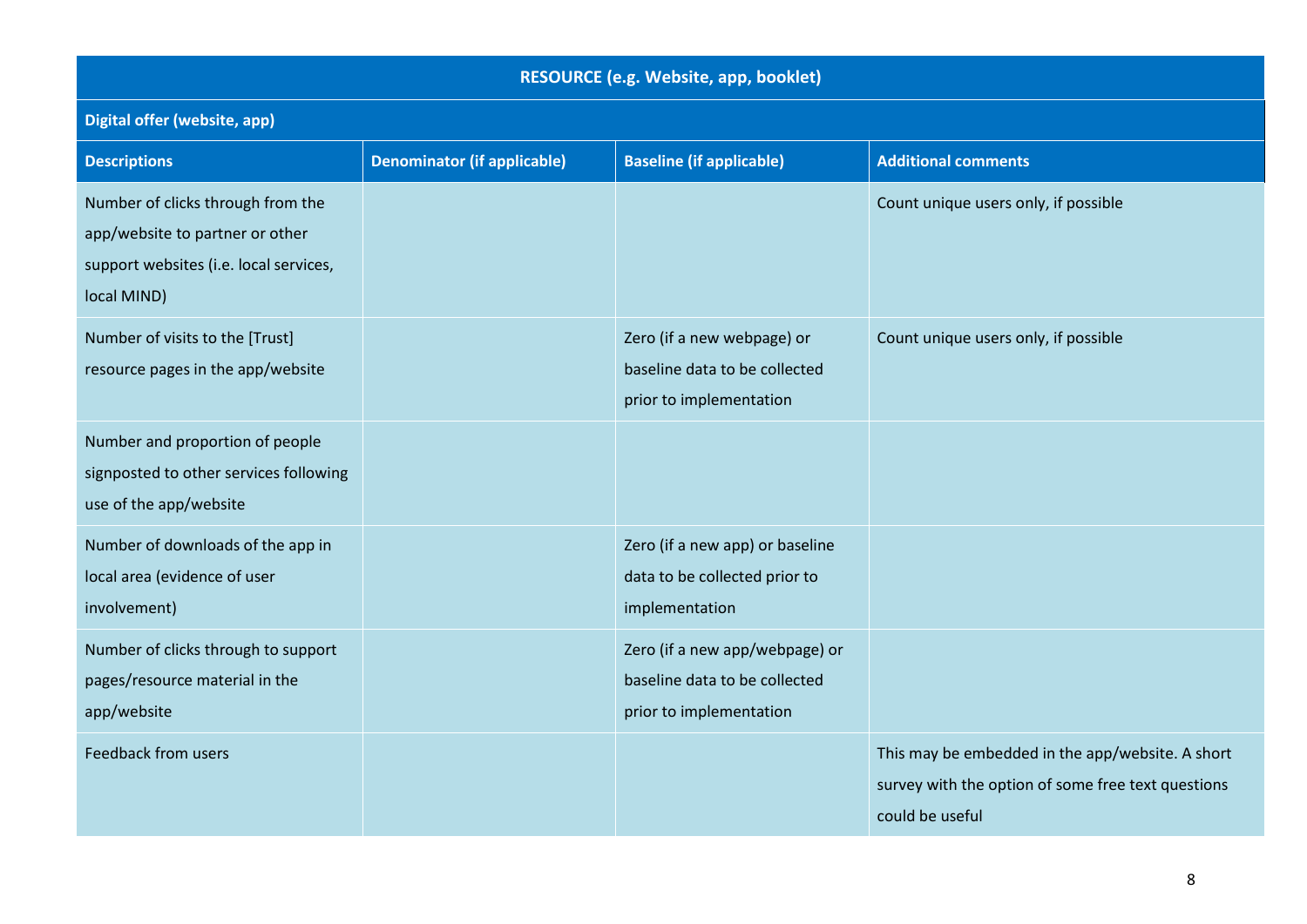| RESOURCE (e.g. Website, app, booklet) | | | |
|---|---|---|---|
| **Digital offer (website, app)** | | | |
| **Descriptions** | **Denominator (if applicable)** | **Baseline (if applicable)** | **Additional comments** |
| Number of clicks through from the app/website to partner or other support websites (i.e. local services, local MIND) | | | Count unique users only, if possible |
| Number of visits to the [Trust] resource pages in the app/website | | Zero (if a new webpage) or baseline data to be collected prior to implementation | Count unique users only, if possible |
| Number and proportion of people signposted to other services following use of the app/website | | | |
| Number of downloads of the app in local area (evidence of user involvement) | | Zero (if a new app) or baseline data to be collected prior to implementation | |
| Number of clicks through to support pages/resource material in the app/website | | Zero (if a new app/webpage) or baseline data to be collected prior to implementation | |
| Feedback from users | | | This may be embedded in the app/website. A short survey with the option of some free text questions could be useful |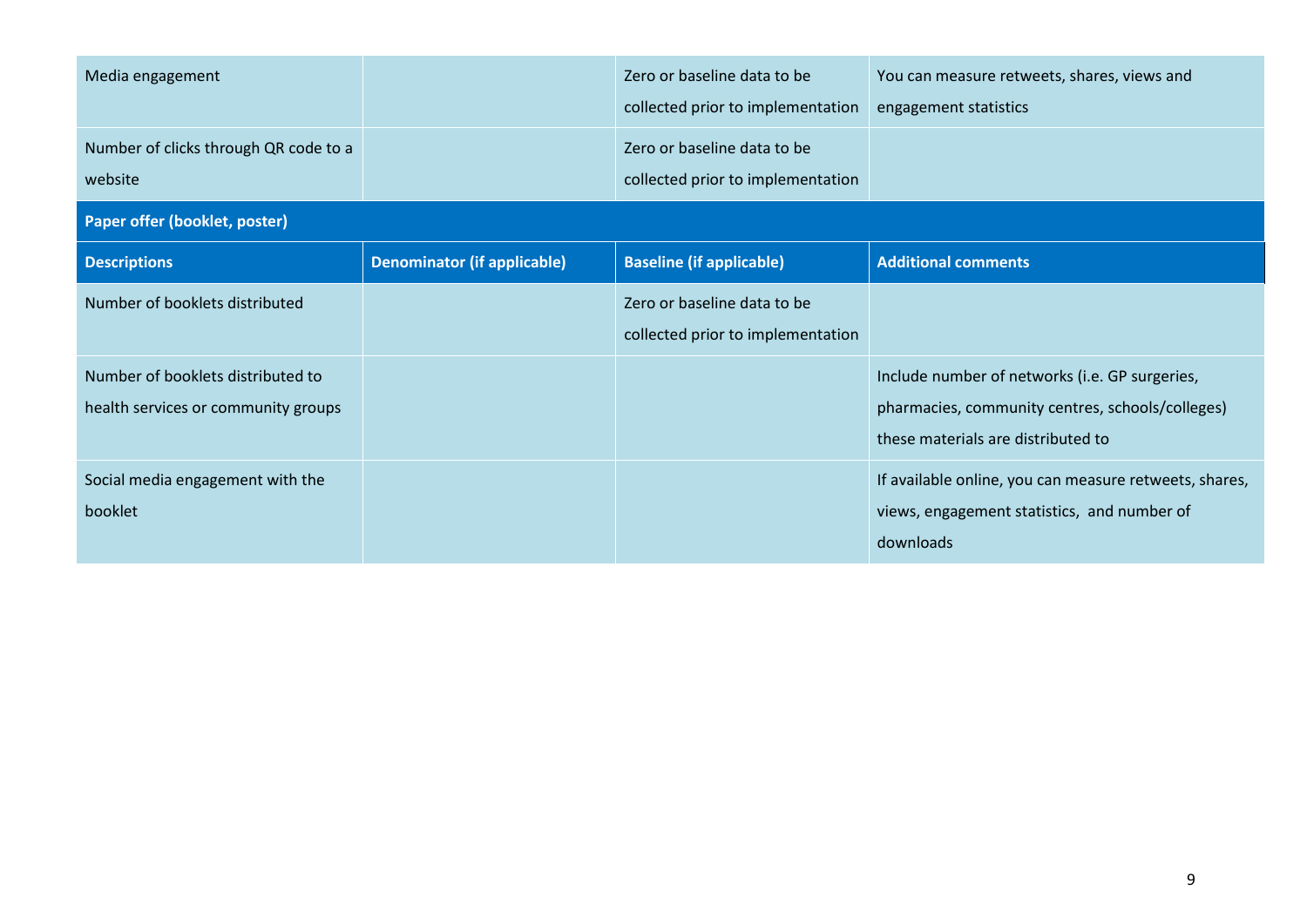| | | | |
|---|---|---|---|
| Media engagement | | Zero or baseline data to be collected prior to implementation | You can measure retweets, shares, views and engagement statistics |
| Number of clicks through QR code to a website | | Zero or baseline data to be collected prior to implementation | |

**Paper offer (booklet, poster)**

| Descriptions | Denominator (if applicable) | Baseline (if applicable) | Additional comments |
|---|---|---|---|
| Number of booklets distributed | | Zero or baseline data to be collected prior to implementation | |
| Number of booklets distributed to health services or community groups | | | Include number of networks (i.e. GP surgeries, pharmacies, community centres, schools/colleges) these materials are distributed to |
| Social media engagement with the booklet | | | If available online, you can measure retweets, shares, views, engagement statistics, and number of downloads |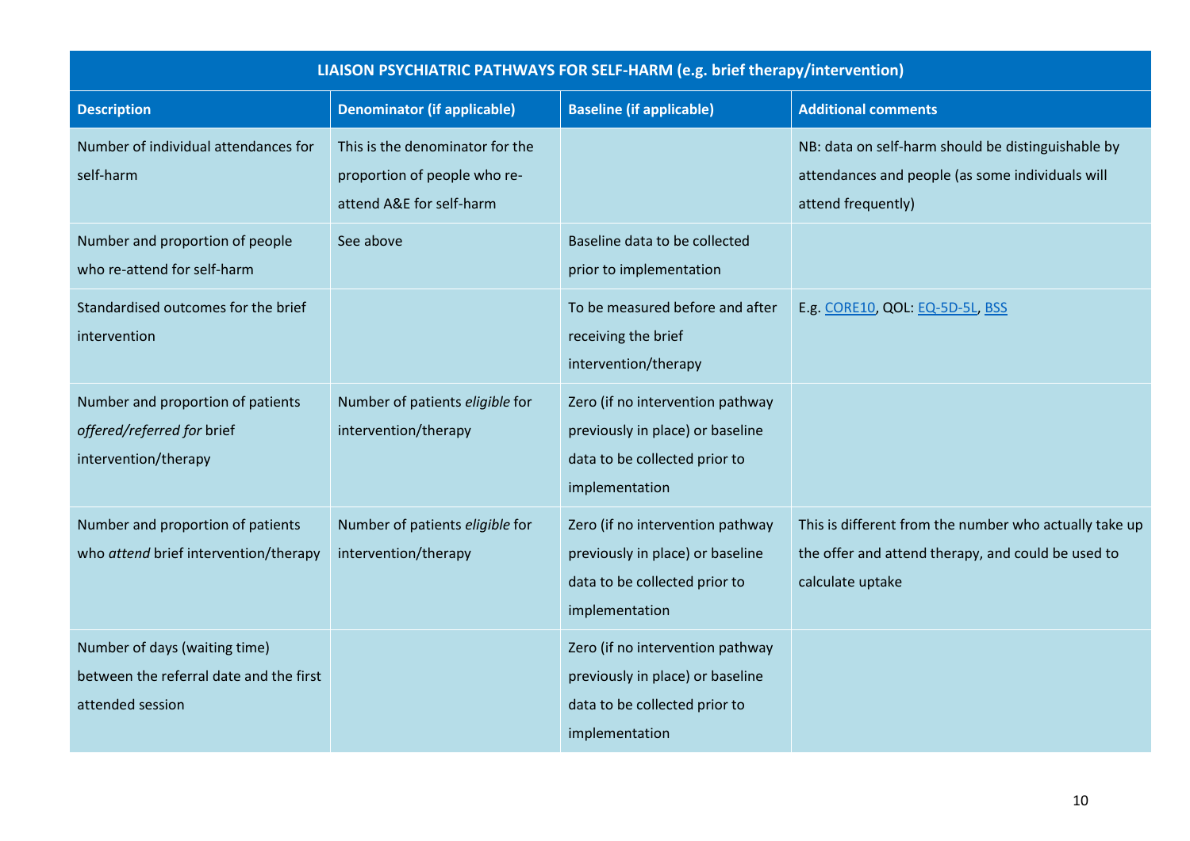| LIAISON PSYCHIATRIC PATHWAYS FOR SELF-HARM (e.g. brief therapy/intervention) | | | |
|---|---|---|---|
| **Description** | **Denominator (if applicable)** | **Baseline (if applicable)** | **Additional comments** |
| Number of individual attendances for self-harm | This is the denominator for the proportion of people who re-attend A&E for self-harm | | NB: data on self-harm should be distinguishable by attendances and people (as some individuals will attend frequently) |
| Number and proportion of people who re-attend for self-harm | See above | Baseline data to be collected prior to implementation | |
| Standardised outcomes for the brief intervention | | To be measured before and after receiving the brief intervention/therapy | E.g. CORE10, QOL: EQ-5D-5L, BSS |
| Number and proportion of patients *offered/referred for* brief intervention/therapy | Number of patients *eligible* for intervention/therapy | Zero (if no intervention pathway previously in place) or baseline data to be collected prior to implementation | |
| Number and proportion of patients who *attend* brief intervention/therapy | Number of patients *eligible* for intervention/therapy | Zero (if no intervention pathway previously in place) or baseline data to be collected prior to implementation | This is different from the number who actually take up the offer and attend therapy, and could be used to calculate uptake |
| Number of days (waiting time) between the referral date and the first attended session | | Zero (if no intervention pathway previously in place) or baseline data to be collected prior to implementation | |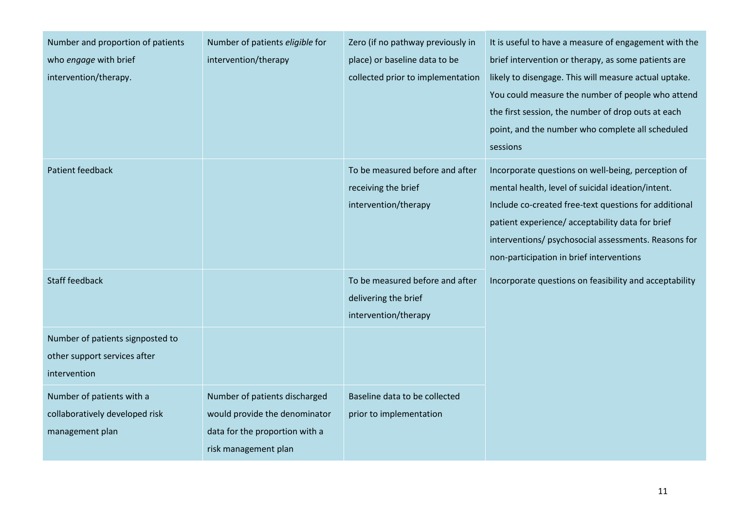| | | | |
|---|---|---|---|
| Number and proportion of patients who *engage* with brief intervention/therapy. | Number of patients *eligible* for intervention/therapy | Zero (if no pathway previously in place) or baseline data to be collected prior to implementation | It is useful to have a measure of engagement with the brief intervention or therapy, as some patients are likely to disengage. This will measure actual uptake. You could measure the number of people who attend the first session, the number of drop outs at each point, and the number who complete all scheduled sessions |
| Patient feedback | | To be measured before and after receiving the brief intervention/therapy | Incorporate questions on well-being, perception of mental health, level of suicidal ideation/intent. Include co-created free-text questions for additional patient experience/ acceptability data for brief interventions/ psychosocial assessments. Reasons for non-participation in brief interventions |
| Staff feedback | | To be measured before and after delivering the brief intervention/therapy | Incorporate questions on feasibility and acceptability |
| Number of patients signposted to other support services after intervention | | | |
| Number of patients with a collaboratively developed risk management plan | Number of patients discharged would provide the denominator data for the proportion with a risk management plan | Baseline data to be collected prior to implementation | |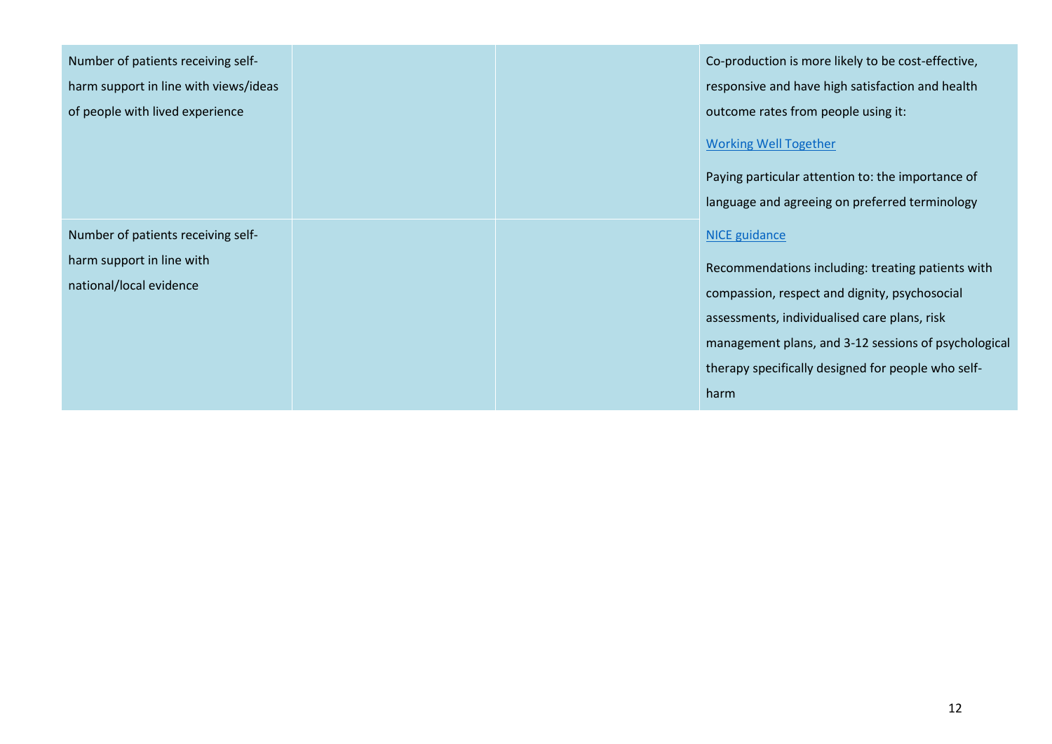| | | | |
|---|---|---|---|
| Number of patients receiving self-harm support in line with views/ideas of people with lived experience | | | Co-production is more likely to be cost-effective, responsive and have high satisfaction and health outcome rates from people using it:<br><br>Working Well Together<br><br>Paying particular attention to: the importance of language and agreeing on preferred terminology |
| Number of patients receiving self-harm support in line with national/local evidence | | | NICE guidance<br><br>Recommendations including: treating patients with compassion, respect and dignity, psychosocial assessments, individualised care plans, risk management plans, and 3-12 sessions of psychological therapy specifically designed for people who self-harm |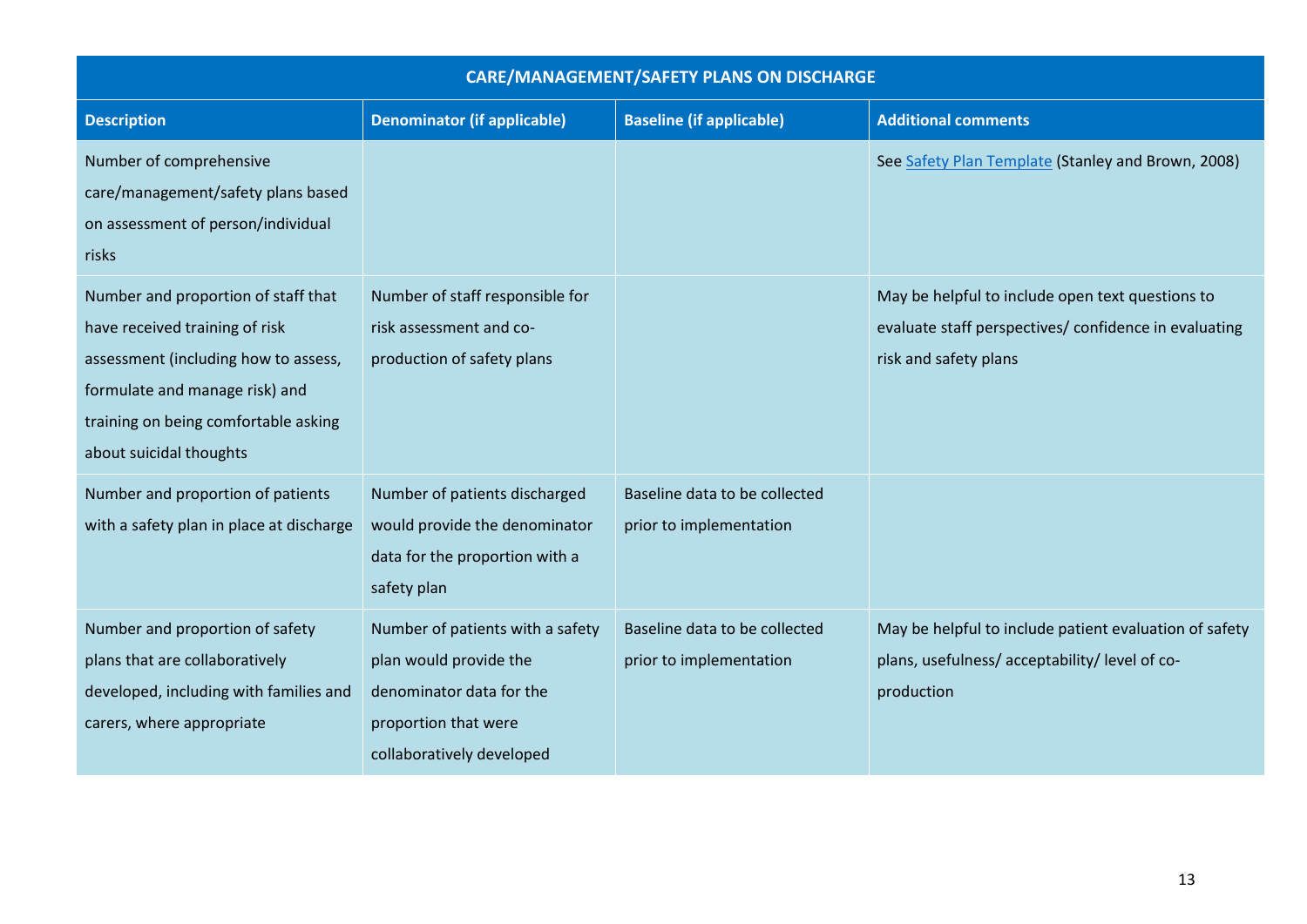| CARE/MANAGEMENT/SAFETY PLANS ON DISCHARGE | | | |
|---|---|---|---|
| **Description** | **Denominator (if applicable)** | **Baseline (if applicable)** | **Additional comments** |
| Number of comprehensive care/management/safety plans based on assessment of person/individual risks | | | See [Safety Plan Template] (Stanley and Brown, 2008) |
| Number and proportion of staff that have received training of risk assessment (including how to assess, formulate and manage risk) and training on being comfortable asking about suicidal thoughts | Number of staff responsible for risk assessment and co-production of safety plans | | May be helpful to include open text questions to evaluate staff perspectives/ confidence in evaluating risk and safety plans |
| Number and proportion of patients with a safety plan in place at discharge | Number of patients discharged would provide the denominator data for the proportion with a safety plan | Baseline data to be collected prior to implementation | |
| Number and proportion of safety plans that are collaboratively developed, including with families and carers, where appropriate | Number of patients with a safety plan would provide the denominator data for the proportion that were collaboratively developed | Baseline data to be collected prior to implementation | May be helpful to include patient evaluation of safety plans, usefulness/ acceptability/ level of co-production |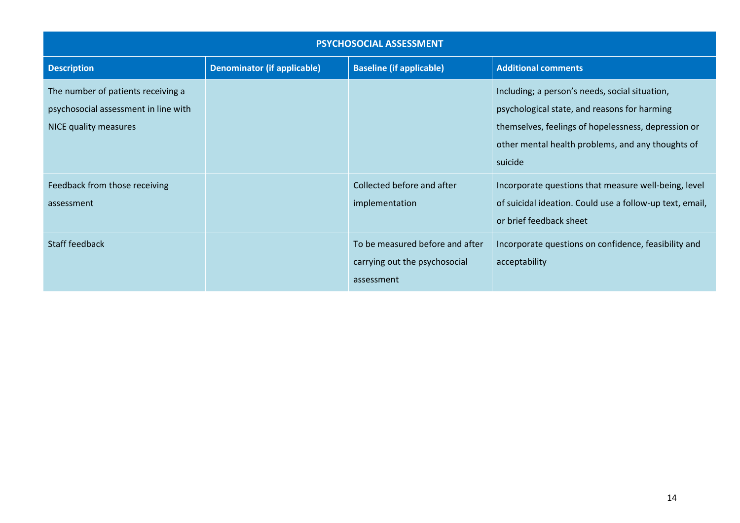| PSYCHOSOCIAL ASSESSMENT | | | |
|---|---|---|---|
| **Description** | **Denominator (if applicable)** | **Baseline (if applicable)** | **Additional comments** |
| The number of patients receiving a psychosocial assessment in line with NICE quality measures | | | Including; a person's needs, social situation, psychological state, and reasons for harming themselves, feelings of hopelessness, depression or other mental health problems, and any thoughts of suicide |
| Feedback from those receiving assessment | | Collected before and after implementation | Incorporate questions that measure well-being, level of suicidal ideation. Could use a follow-up text, email, or brief feedback sheet |
| Staff feedback | | To be measured before and after carrying out the psychosocial assessment | Incorporate questions on confidence, feasibility and acceptability |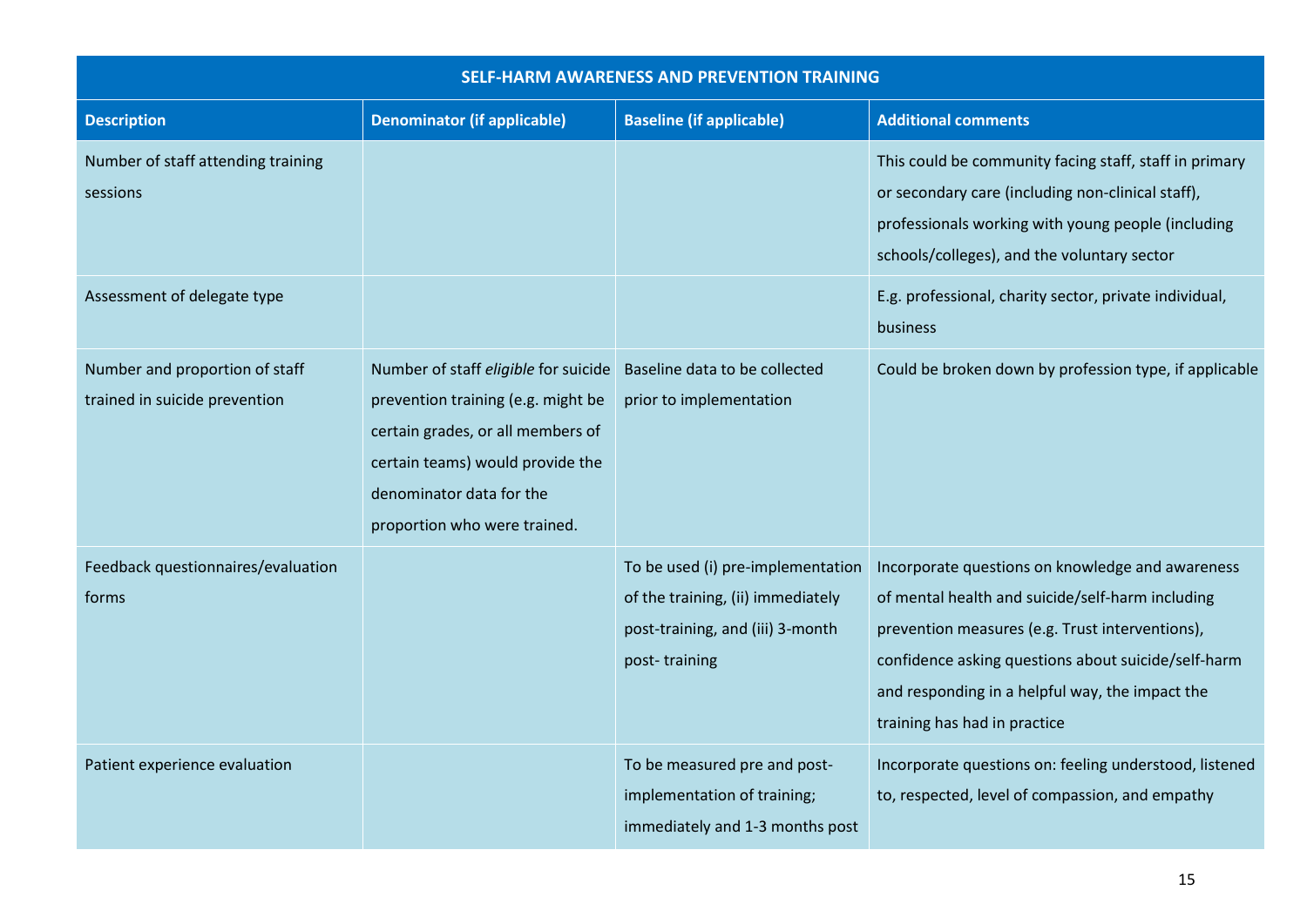| SELF-HARM AWARENESS AND PREVENTION TRAINING | | | |
|---|---|---|---|
| **Description** | **Denominator (if applicable)** | **Baseline (if applicable)** | **Additional comments** |
| Number of staff attending training sessions | | | This could be community facing staff, staff in primary or secondary care (including non-clinical staff), professionals working with young people (including schools/colleges), and the voluntary sector |
| Assessment of delegate type | | | E.g. professional, charity sector, private individual, business |
| Number and proportion of staff trained in suicide prevention | Number of staff *eligible* for suicide prevention training (e.g. might be certain grades, or all members of certain teams) would provide the denominator data for the proportion who were trained. | Baseline data to be collected prior to implementation | Could be broken down by profession type, if applicable |
| Feedback questionnaires/evaluation forms | | To be used (i) pre-implementation of the training, (ii) immediately post-training, and (iii) 3-month post- training | Incorporate questions on knowledge and awareness of mental health and suicide/self-harm including prevention measures (e.g. Trust interventions), confidence asking questions about suicide/self-harm and responding in a helpful way, the impact the training has had in practice |
| Patient experience evaluation | | To be measured pre and post-implementation of training; immediately and 1-3 months post | Incorporate questions on: feeling understood, listened to, respected, level of compassion, and empathy |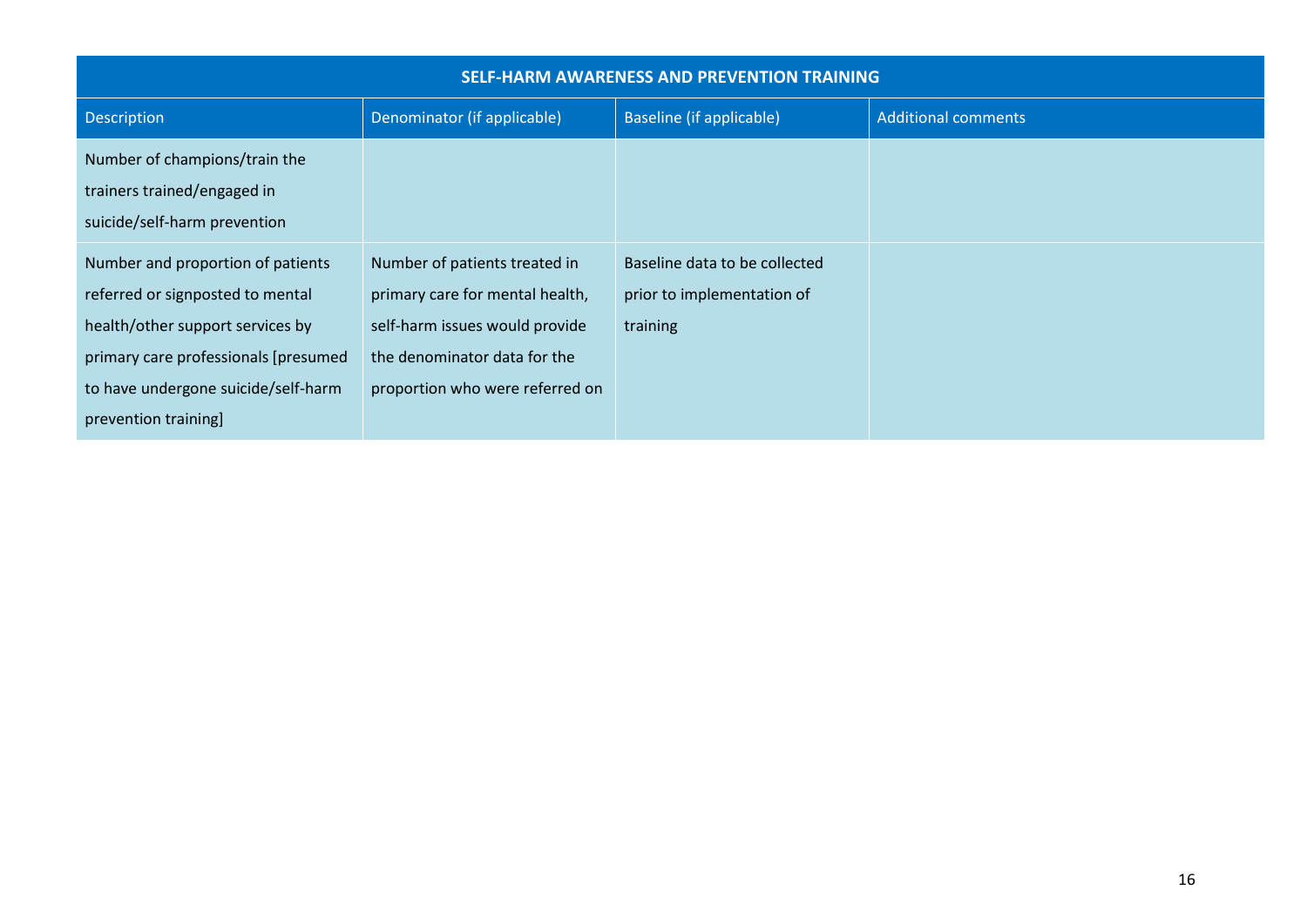| SELF-HARM AWARENESS AND PREVENTION TRAINING | | | |
|---|---|---|---|
| Description | Denominator (if applicable) | Baseline (if applicable) | Additional comments |
| Number of champions/train the trainers trained/engaged in suicide/self-harm prevention | | | |
| Number and proportion of patients referred or signposted to mental health/other support services by primary care professionals [presumed to have undergone suicide/self-harm prevention training] | Number of patients treated in primary care for mental health, self-harm issues would provide the denominator data for the proportion who were referred on | Baseline data to be collected prior to implementation of training | |